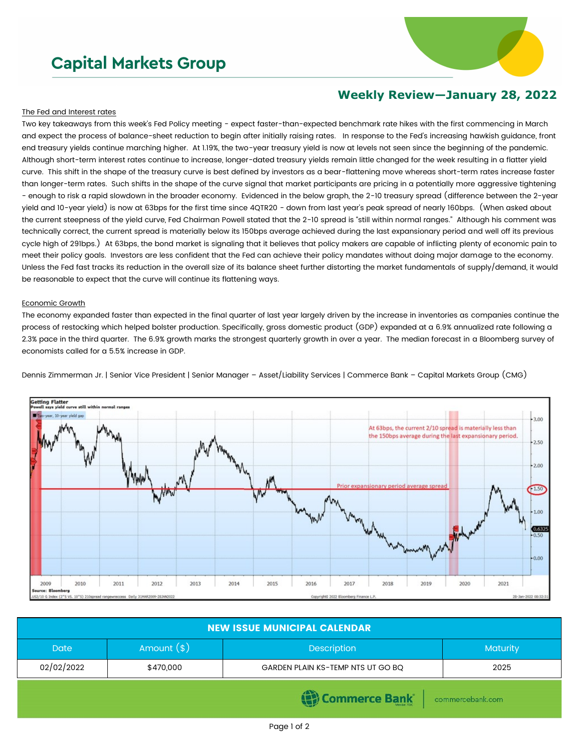# Capital Markets Group

## Weekly Review—January 28, 2022

The Fed and Interest rates

Two key takeaways from this week's Fed Policy meeting - expect faster-than-expected benchmark rate hikes with the first commencing in March and expect the process of balance-sheet reduction to begin after initially raising rates. In response to the Fed's increasing hawkish guidance, front end treasury yields continue marching higher. At 1.19%, the two-year treasury yield is now at levels not seen since the beginning of the pandemic. Although short-term interest rates continue to increase, longer-dated treasury yields remain little changed for the week resulting in a flatter yield curve. This shift in the shape of the treasury curve is best defined by investors as a bear-flattening move whereas short-term rates increase faster than longer-term rates. Such shifts in the shape of the curve signal that market participants are pricing in a potentially more aggressive tightening - enough to risk a rapid slowdown in the broader economy. Evidenced in the below graph, the 2-10 treasury spread (difference between the 2-year yield and 10-year yield) is now at 63bps for the first time since 4QTR20 - down from last year's peak spread of nearly 160bps. (When asked about the current steepness of the yield curve, Fed Chairman Powell stated that the 2-10 spread is "still within normal ranges." Although his comment was technically correct, the current spread is materially below its 150bps average achieved during the last expansionary period and well off its previous cycle high of 291bps.) At 63bps, the bond market is signaling that it believes that policy makers are capable of inflicting plenty of economic pain to meet their policy goals. Investors are less confident that the Fed can achieve their policy mandates without doing major damage to the economy. Unless the Fed fast tracks its reduction in the overall size of its balance sheet further distorting the market fundamentals of supply/demand, it would be reasonable to expect that the curve will continue its flattening ways.

Economic Growth

The economy expanded faster than expected in the final quarter of last year largely driven by the increase in inventories as companies continue the process of restocking which helped bolster production. Specifically, gross domestic product (GDP) expanded at a 6.9% annualized rate following a 2.3% pace in the third quarter. The 6.9% growth marks the strongest quarterly growth in over a year. The median forecast in a Bloomberg survey of economists called for a 5.5% increase in GDP.

Dennis Zimmerman Jr. | Senior Vice President | Senior Manager – Asset/Liability Services | Commerce Bank – Capital Markets Group (CMG)

**Getting Flatter**
Powell says yield curve still within normal ranges

Two-year, 10-year yield gap

At 63bps, the current 2/10 spread is materially less than the 150bps average during the last expansionary period.

Prior expansionary period average spread

Source: Bloomberg

| NEW ISSUE MUNICIPAL CALENDAR | | | |
|---|---|---|---|
| Date | Amount ($) | Description | Maturity |
| 02/02/2022 | $470,000 | GARDEN PLAIN KS-TEMP NTS UT GO BQ | 2025 |

Commerce Bank | commercebank.com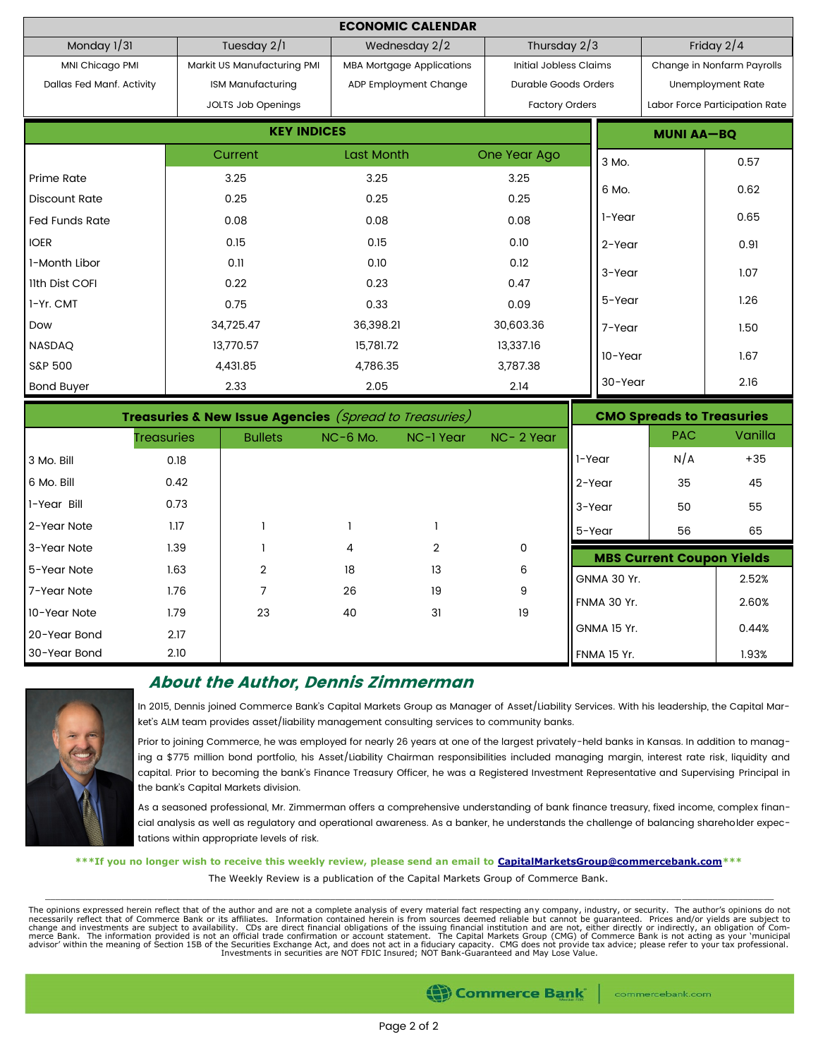## ECONOMIC CALENDAR

| Monday 1/31 | Tuesday 2/1 | Wednesday 2/2 | Thursday 2/3 | Friday 2/4 |
|---|---|---|---|---|
| MNI Chicago PMI | Markit US Manufacturing PMI | MBA Mortgage Applications | Initial Jobless Claims | Change in Nonfarm Payrolls |
| Dallas Fed Manf. Activity | ISM Manufacturing | ADP Employment Change | Durable Goods Orders | Unemployment Rate |
| | JOLTS Job Openings | | Factory Orders | Labor Force Participation Rate |

## KEY INDICES

| | Current | Last Month | One Year Ago |
|---|---|---|---|
| Prime Rate | 3.25 | 3.25 | 3.25 |
| Discount Rate | 0.25 | 0.25 | 0.25 |
| Fed Funds Rate | 0.08 | 0.08 | 0.08 |
| IOER | 0.15 | 0.15 | 0.10 |
| 1-Month Libor | 0.11 | 0.10 | 0.12 |
| 11th Dist COFI | 0.22 | 0.23 | 0.47 |
| 1-Yr. CMT | 0.75 | 0.33 | 0.09 |
| Dow | 34,725.47 | 36,398.21 | 30,603.36 |
| NASDAQ | 13,770.57 | 15,781.72 | 13,337.16 |
| S&P 500 | 4,431.85 | 4,786.35 | 3,787.38 |
| Bond Buyer | 2.33 | 2.05 | 2.14 |

## MUNI AA—BQ

| | |
|---|---|
| 3 Mo. | 0.57 |
| 6 Mo. | 0.62 |
| 1-Year | 0.65 |
| 2-Year | 0.91 |
| 3-Year | 1.07 |
| 5-Year | 1.26 |
| 7-Year | 1.50 |
| 10-Year | 1.67 |
| 30-Year | 2.16 |

## Treasuries & New Issue Agencies *(Spread to Treasuries)*

| | Treasuries | Bullets | NC-6 Mo. | NC-1 Year | NC- 2 Year |
|---|---|---|---|---|---|
| 3 Mo. Bill | 0.18 | | | | |
| 6 Mo. Bill | 0.42 | | | | |
| 1-Year Bill | 0.73 | | | | |
| 2-Year Note | 1.17 | 1 | 1 | 1 | |
| 3-Year Note | 1.39 | 1 | 4 | 2 | 0 |
| 5-Year Note | 1.63 | 2 | 18 | 13 | 6 |
| 7-Year Note | 1.76 | 7 | 26 | 19 | 9 |
| 10-Year Note | 1.79 | 23 | 40 | 31 | 19 |
| 20-Year Bond | 2.17 | | | | |
| 30-Year Bond | 2.10 | | | | |

## CMO Spreads to Treasuries

| | PAC | Vanilla |
|---|---|---|
| 1-Year | N/A | +35 |
| 2-Year | 35 | 45 |
| 3-Year | 50 | 55 |
| 5-Year | 56 | 65 |

## MBS Current Coupon Yields

| | |
|---|---|
| GNMA 30 Yr. | 2.52% |
| FNMA 30 Yr. | 2.60% |
| GNMA 15 Yr. | 0.44% |
| FNMA 15 Yr. | 1.93% |

## *About the Author, Dennis Zimmerman*

In 2015, Dennis joined Commerce Bank's Capital Markets Group as Manager of Asset/Liability Services. With his leadership, the Capital Market's ALM team provides asset/liability management consulting services to community banks.

Prior to joining Commerce, he was employed for nearly 26 years at one of the largest privately-held banks in Kansas. In addition to managing a $775 million bond portfolio, his Asset/Liability Chairman responsibilities included managing margin, interest rate risk, liquidity and capital. Prior to becoming the bank's Finance Treasury Officer, he was a Registered Investment Representative and Supervising Principal in the bank's Capital Markets division.

As a seasoned professional, Mr. Zimmerman offers a comprehensive understanding of bank finance treasury, fixed income, complex financial analysis as well as regulatory and operational awareness. As a banker, he understands the challenge of balancing shareholder expectations within appropriate levels of risk.

**\*\*\*If you no longer wish to receive this weekly review, please send an email to CapitalMarketsGroup@commercebank.com\*\*\***

The Weekly Review is a publication of the Capital Markets Group of Commerce Bank.

The opinions expressed herein reflect that of the author and are not a complete analysis of every material fact respecting any company, industry, or security. The author's opinions do not necessarily reflect that of Commerce Bank or its affiliates. Information contained herein is from sources deemed reliable but cannot be guaranteed. Prices and/or yields are subject to change and investments are subject to availability. CDs are direct financial obligations of the issuing financial institution and are not, either directly or indirectly, an obligation of Commerce Bank. The information provided is not an official trade confirmation or account statement. The Capital Markets Group (CMG) of Commerce Bank is not acting as your 'municipal advisor' within the meaning of Section 15B of the Securities Exchange Act, and does not act in a fiduciary capacity. CMG does not provide tax advice; please refer to your tax professional. Investments in securities are NOT FDIC Insured; NOT Bank-Guaranteed and May Lose Value.

Commerce Bank | commercebank.com